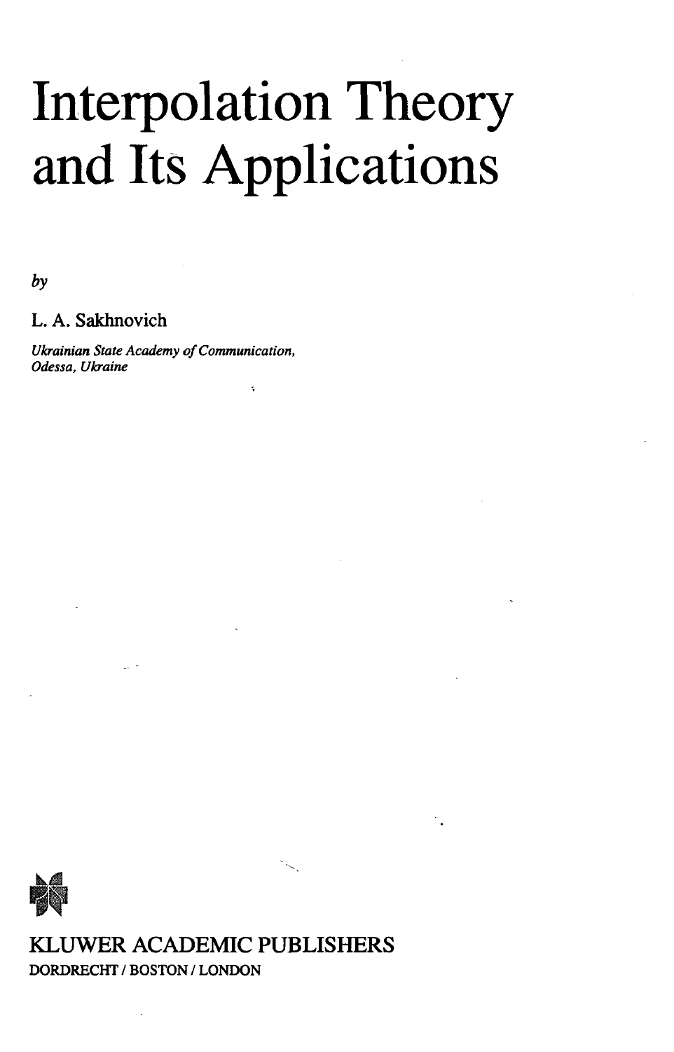# Interpolation Theory and Its Applications

*by*

L. A. Sakhnovich

*Ukrainian State Academy of Communication, Odessa, Ukraine*

KLUWER ACADEMIC PUBLISHERS

DORDRECHT / BOSTON / LONDON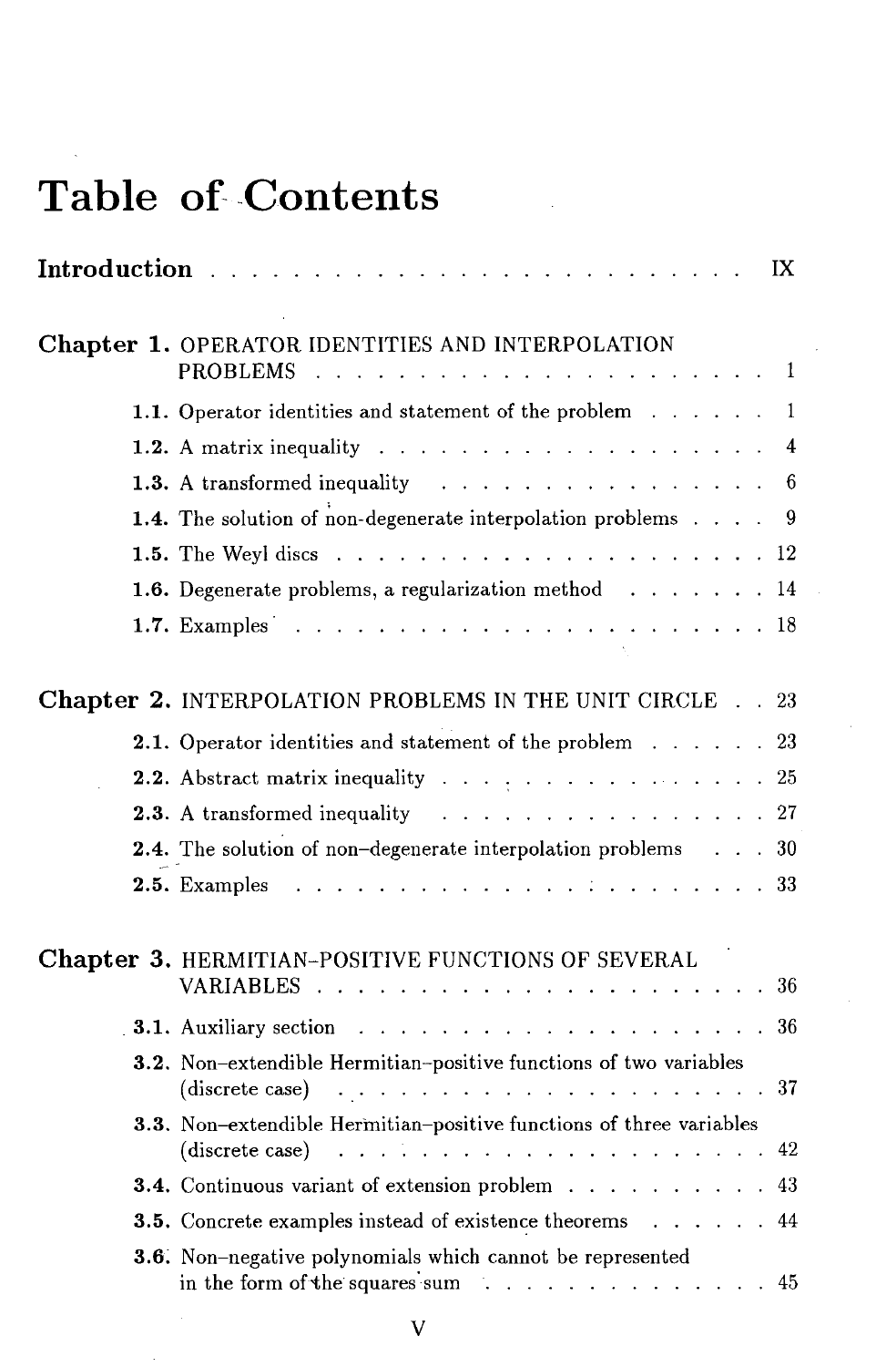# Table of Contents

**Introduction** . . . . . . . . . . . . . . . . . . . . . . . . . . IX

**Chapter 1.** OPERATOR IDENTITIES AND INTERPOLATION PROBLEMS . . . . . . . . . . . . . . . . . . . . . . . 1

- **1.1.** Operator identities and statement of the problem . . . . . . 1
- **1.2.** A matrix inequality . . . . . . . . . . . . . . . . . . . 4
- **1.3.** A transformed inequality . . . . . . . . . . . . . . . . . 6
- **1.4.** The solution of non-degenerate interpolation problems . . . . 9
- **1.5.** The Weyl discs . . . . . . . . . . . . . . . . . . . . . . 12
- **1.6.** Degenerate problems, a regularization method . . . . . . . 14
- **1.7.** Examples . . . . . . . . . . . . . . . . . . . . . . . . 18

**Chapter 2.** INTERPOLATION PROBLEMS IN THE UNIT CIRCLE . . 23

- **2.1.** Operator identities and statement of the problem . . . . . . 23
- **2.2.** Abstract matrix inequality . . . . . . . . . . . . . . . . 25
- **2.3.** A transformed inequality . . . . . . . . . . . . . . . . . 27
- **2.4.** The solution of non-degenerate interpolation problems . . . 30
- **2.5.** Examples . . . . . . . . . . . . . . . . . . . . . . . . 33

**Chapter 3.** HERMITIAN-POSITIVE FUNCTIONS OF SEVERAL VARIABLES . . . . . . . . . . . . . . . . . . . . . . . 36

- **3.1.** Auxiliary section . . . . . . . . . . . . . . . . . . . . 36
- **3.2.** Non-extendible Hermitian-positive functions of two variables (discrete case) . . . . . . . . . . . . . . . . . . . . . . 37
- **3.3.** Non-extendible Hermitian-positive functions of three variables (discrete case) . . . . . . . . . . . . . . . . . . . . . . 42
- **3.4.** Continuous variant of extension problem . . . . . . . . . . 43
- **3.5.** Concrete examples instead of existence theorems . . . . . . 44
- **3.6.** Non-negative polynomials which cannot be represented in the form of the squares sum . . . . . . . . . . . . . . . 45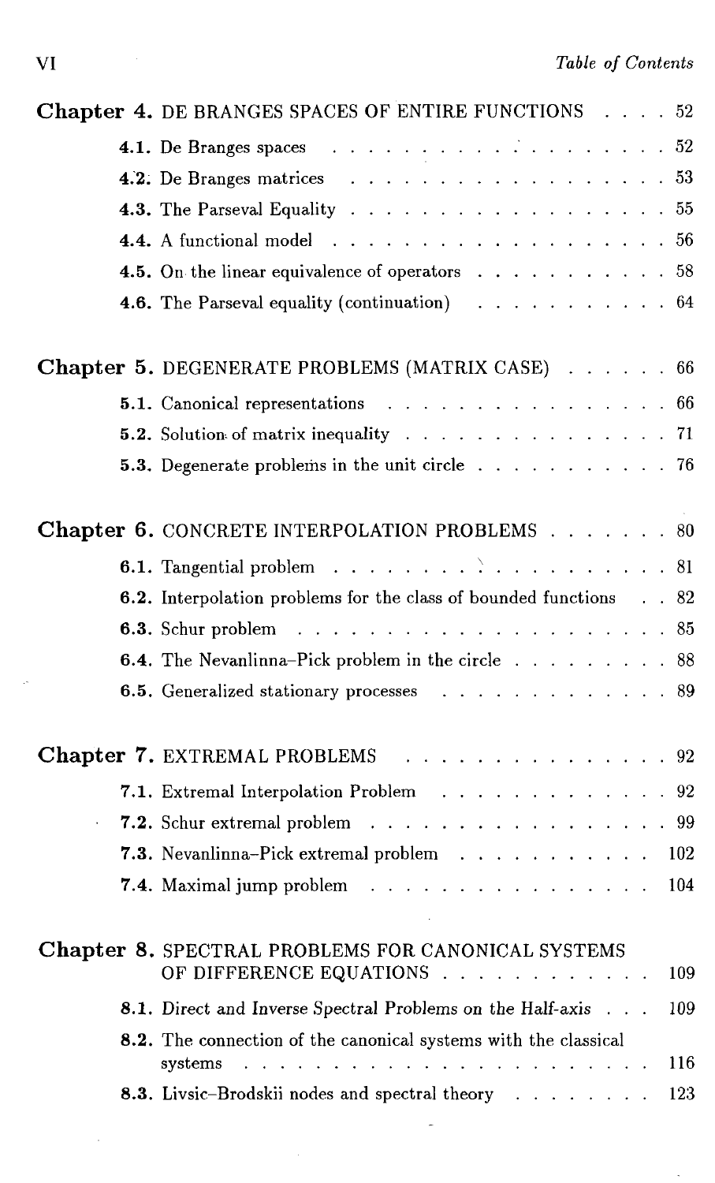**Chapter 4.** DE BRANGES SPACES OF ENTIRE FUNCTIONS . . . . 52

- **4.1.** De Branges spaces . . . . . . . . . . . . . . . . . . 52
- **4.2.** De Branges matrices . . . . . . . . . . . . . . . . . 53
- **4.3.** The Parseval Equality . . . . . . . . . . . . . . . . 55
- **4.4.** A functional model . . . . . . . . . . . . . . . . . 56
- **4.5.** On the linear equivalence of operators . . . . . . . . . . 58
- **4.6.** The Parseval equality (continuation) . . . . . . . . . . . 64

**Chapter 5.** DEGENERATE PROBLEMS (MATRIX CASE) . . . . . . 66

- **5.1.** Canonical representations . . . . . . . . . . . . . . 66
- **5.2.** Solution of matrix inequality . . . . . . . . . . . . . 71
- **5.3.** Degenerate problems in the unit circle . . . . . . . . . . 76

**Chapter 6.** CONCRETE INTERPOLATION PROBLEMS . . . . . . . 80

- **6.1.** Tangential problem . . . . . . . . . . . . . . . . . 81
- **6.2.** Interpolation problems for the class of bounded functions . . 82
- **6.3.** Schur problem . . . . . . . . . . . . . . . . . . . 85
- **6.4.** The Nevanlinna–Pick problem in the circle . . . . . . . . . 88
- **6.5.** Generalized stationary processes . . . . . . . . . . . . 89

**Chapter 7.** EXTREMAL PROBLEMS . . . . . . . . . . . . . . . 92

- **7.1.** Extremal Interpolation Problem . . . . . . . . . . . . 92
- **7.2.** Schur extremal problem . . . . . . . . . . . . . . . 99
- **7.3.** Nevanlinna–Pick extremal problem . . . . . . . . . . . 102
- **7.4.** Maximal jump problem . . . . . . . . . . . . . . . . 104

**Chapter 8.** SPECTRAL PROBLEMS FOR CANONICAL SYSTEMS OF DIFFERENCE EQUATIONS . . . . . . . . . . . . 109

- **8.1.** Direct and Inverse Spectral Problems on the Half-axis . . . 109
- **8.2.** The connection of the canonical systems with the classical systems . . . . . . . . . . . . . . . . . . . . . . . 116
- **8.3.** Livsic–Brodskii nodes and spectral theory . . . . . . . . 123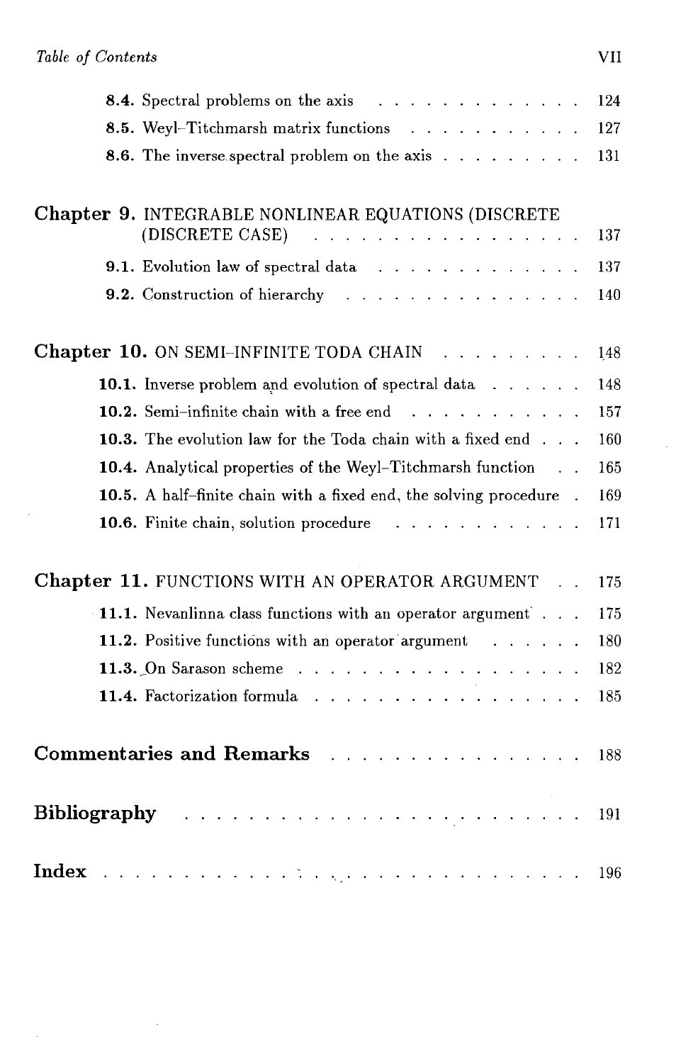8.4. Spectral problems on the axis . . . . . . . . . . . . . 124

8.5. Weyl–Titchmarsh matrix functions . . . . . . . . . . . 127

8.6. The inverse spectral problem on the axis . . . . . . . . . 131

**Chapter 9.** INTEGRABLE NONLINEAR EQUATIONS (DISCRETE (DISCRETE CASE) . . . . . . . . . . . . . . . . . . 137

9.1. Evolution law of spectral data . . . . . . . . . . . . . 137

9.2. Construction of hierarchy . . . . . . . . . . . . . . . 140

**Chapter 10.** ON SEMI–INFINITE TODA CHAIN . . . . . . . . . 148

10.1. Inverse problem and evolution of spectral data . . . . . . 148

10.2. Semi–infinite chain with a free end . . . . . . . . . . . 157

10.3. The evolution law for the Toda chain with a fixed end . . . 160

10.4. Analytical properties of the Weyl–Titchmarsh function . . 165

10.5. A half–finite chain with a fixed end, the solving procedure . 169

10.6. Finite chain, solution procedure . . . . . . . . . . . . 171

**Chapter 11.** FUNCTIONS WITH AN OPERATOR ARGUMENT . . 175

11.1. Nevanlinna class functions with an operator argument . . . 175

11.2. Positive functions with an operator argument . . . . . . 180

11.3. On Sarason scheme . . . . . . . . . . . . . . . . . . 182

11.4. Factorization formula . . . . . . . . . . . . . . . . . 185

**Commentaries and Remarks** . . . . . . . . . . . . . . . . 188

**Bibliography** . . . . . . . . . . . . . . . . . . . . . . . 191

**Index** . . . . . . . . . . . . . . . . . . . . . . . . . . 196